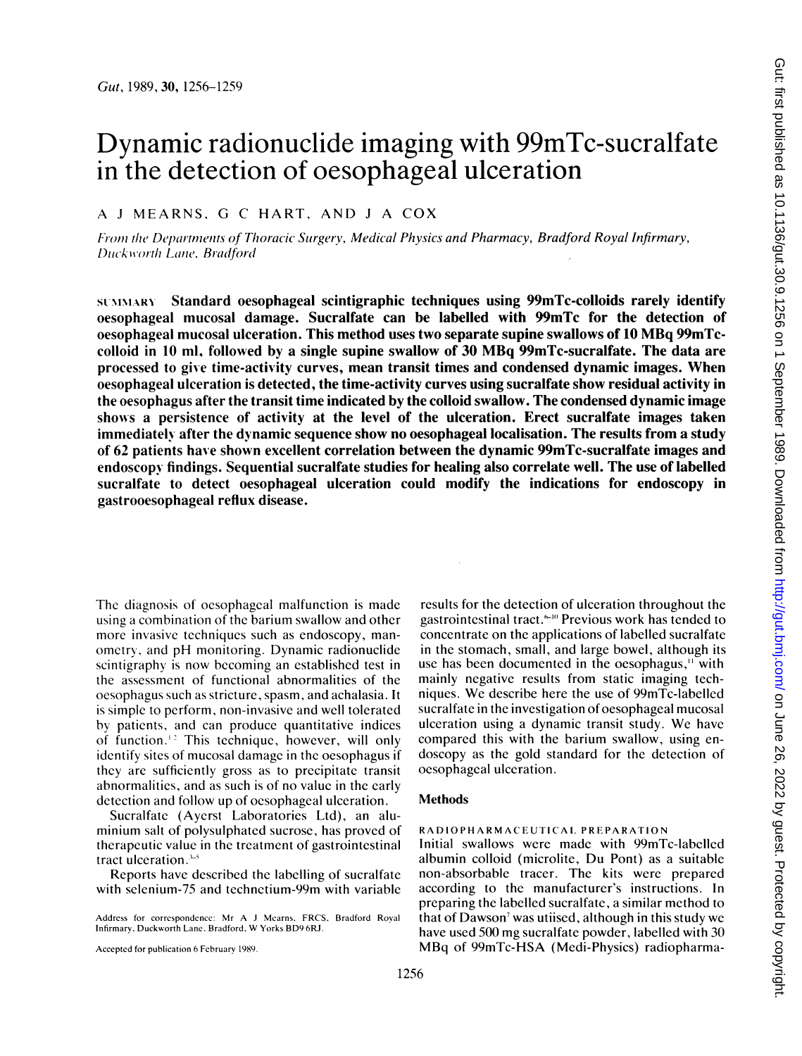# Dynamic radionuclide imaging with 99mTc-sucralfate in the detection of oesophageal ulceration

A J MEARNS, G C HART, AND J A COX

*From the Departments of Thoracic Surgery, Medical Physics and Pharmacy, Bradford Royal Infirmary, Duckworth Lane, Bradford*

SUMMARY **Standard oesophageal scintigraphic techniques using 99mTc-colloids rarely identify oesophageal mucosal damage. Sucralfate can be labelled with 99mTc for the detection of oesophageal mucosal ulceration. This method uses two separate supine swallows of 10 MBq 99mTc-colloid in 10 ml, followed by a single supine swallow of 30 MBq 99mTc-sucralfate. The data are processed to give time-activity curves, mean transit times and condensed dynamic images. When oesophageal ulceration is detected, the time-activity curves using sucralfate show residual activity in the oesophagus after the transit time indicated by the colloid swallow. The condensed dynamic image shows a persistence of activity at the level of the ulceration. Erect sucralfate images taken immediately after the dynamic sequence show no oesophageal localisation. The results from a study of 62 patients have shown excellent correlation between the dynamic 99mTc-sucralfate images and endoscopy findings. Sequential sucralfate studies for healing also correlate well. The use of labelled sucralfate to detect oesophageal ulceration could modify the indications for endoscopy in gastrooesophageal reflux disease.**

The diagnosis of oesophageal malfunction is made using a combination of the barium swallow and other more invasive techniques such as endoscopy, manometry, and pH monitoring. Dynamic radionuclide scintigraphy is now becoming an established test in the assessment of functional abnormalities of the oesophagus such as stricture, spasm, and achalasia. It is simple to perform, non-invasive and well tolerated by patients, and can produce quantitative indices of function.[1,2] This technique, however, will only identify sites of mucosal damage in the oesophagus if they are sufficiently gross as to precipitate transit abnormalities, and as such is of no value in the early detection and follow up of oesophageal ulceration.

Sucralfate (Ayerst Laboratories Ltd), an aluminium salt of polysulphated sucrose, has proved of therapeutic value in the treatment of gastrointestinal tract ulceration.[3-5]

Reports have described the labelling of sucralfate with selenium-75 and technetium-99m with variable results for the detection of ulceration throughout the gastrointestinal tract.[6-10] Previous work has tended to concentrate on the applications of labelled sucralfate in the stomach, small, and large bowel, although its use has been documented in the oesophagus,[11] with mainly negative results from static imaging techniques. We describe here the use of 99mTc-labelled sucralfate in the investigation of oesophageal mucosal ulceration using a dynamic transit study. We have compared this with the barium swallow, using endoscopy as the gold standard for the detection of oesophageal ulceration.

Address for correspondence: Mr A J Mearns, FRCS, Bradford Royal Infirmary, Duckworth Lane, Bradford, W Yorks BD9 6RJ.

Accepted for publication 6 February 1989.

## Methods

### RADIOPHARMACEUTICAL PREPARATION

Initial swallows were made with 99mTc-labelled albumin colloid (microlite, Du Pont) as a suitable non-absorbable tracer. The kits were prepared according to the manufacturer's instructions. In preparing the labelled sucralfate, a similar method to that of Dawson[7] was utiised, although in this study we have used 500 mg sucralfate powder, labelled with 30 MBq of 99mTc-HSA (Medi-Physics) radiopharma-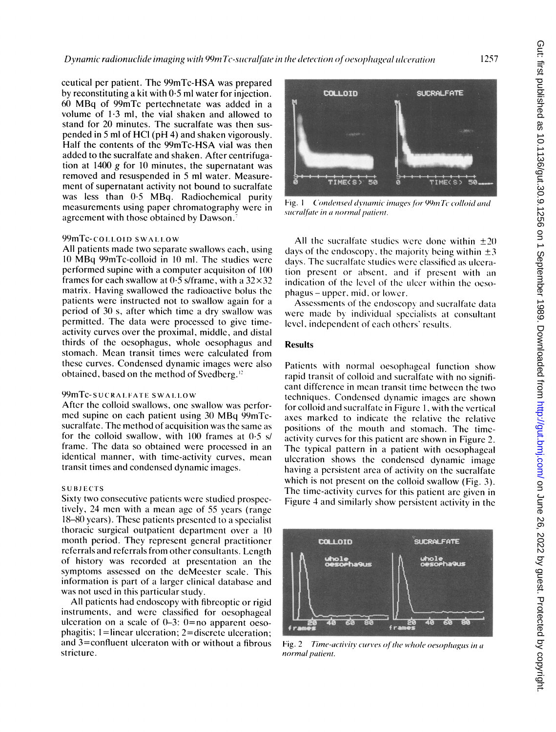ceutical per patient. The 99mTc-HSA was prepared by reconstituting a kit with 0·5 ml water for injection. 60 MBq of 99mTc pertechnetate was added in a volume of 1·3 ml, the vial shaken and allowed to stand for 20 minutes. The sucralfate was then suspended in 5 ml of HCl (pH 4) and shaken vigorously. Half the contents of the 99mTc-HSA vial was then added to the sucralfate and shaken. After centrifugation at 1400 *g* for 10 minutes, the supernatant was removed and resuspended in 5 ml water. Measurement of supernatant activity not bound to sucralfate was less than 0·5 MBq. Radiochemical purity measurements using paper chromatography were in agreement with those obtained by Dawson.[7]

### 99mTc-COLLOID SWALLOW

All patients made two separate swallows each, using 10 MBq 99mTc-colloid in 10 ml. The studies were performed supine with a computer acquisiton of 100 frames for each swallow at 0·5 s/frame, with a 32×32 matrix. Having swallowed the radioactive bolus the patients were instructed not to swallow again for a period of 30 s, after which time a dry swallow was permitted. The data were processed to give time-activity curves over the proximal, middle, and distal thirds of the oesophagus, whole oesophagus and stomach. Mean transit times were calculated from these curves. Condensed dynamic images were also obtained, based on the method of Svedberg.[12]

### 99mTc-SUCRALFATE SWALLOW

After the colloid swallows, one swallow was performed supine on each patient using 30 MBq 99mTc-sucralfate. The method of acquisition was the same as for the colloid swallow, with 100 frames at 0·5 s/frame. The data so obtained were processed in an identical manner, with time-activity curves, mean transit times and condensed dynamic images.

### SUBJECTS

Sixty two consecutive patients were studied prospectively, 24 men with a mean age of 55 years (range 18–80 years). These patients presented to a specialist thoracic surgical outpatient department over a 10 month period. They represent general practitioner referrals and referrals from other consultants. Length of history was recorded at presentation an the symptoms assessed on the deMeester scale. This information is part of a larger clinical database and was not used in this particular study.

All patients had endoscopy with fibreoptic or rigid instruments, and were classified for oesophageal ulceration on a scale of 0–3: 0=no apparent oesophagitis; 1=linear ulceration; 2=discrete ulceration; and 3=confluent ulceraton with or without a fibrous stricture.

Fig. 1 *Condensed dynamic images for 99mTc colloid and sucralfate in a normal patient.*

All the sucralfate studies were done within ±20 days of the endoscopy, the majority being within ±3 days. The sucralfate studies were classified as ulceration present or absent, and if present with an indication of the level of the ulcer within the oesophagus – upper, mid, or lower.

Assessments of the endoscopy and sucralfate data were made by individual specialists at consultant level, independent of each others' results.

## Results

Patients with normal oesophageal function show rapid transit of colloid and sucralfate with no significant difference in mean transit time between the two techniques. Condensed dynamic images are shown for colloid and sucralfate in Figure 1, with the vertical axes marked to indicate the relative the relative positions of the mouth and stomach. The time-activity curves for this patient are shown in Figure 2. The typical pattern in a patient with oesophageal ulceration shows the condensed dynamic image having a persistent area of activity on the sucralfate which is not present on the colloid swallow (Fig. 3). The time-activity curves for this patient are given in Figure 4 and similarly show persistent activity in the

Fig. 2 *Time-activity curves of the whole oesophagus in a normal patient.*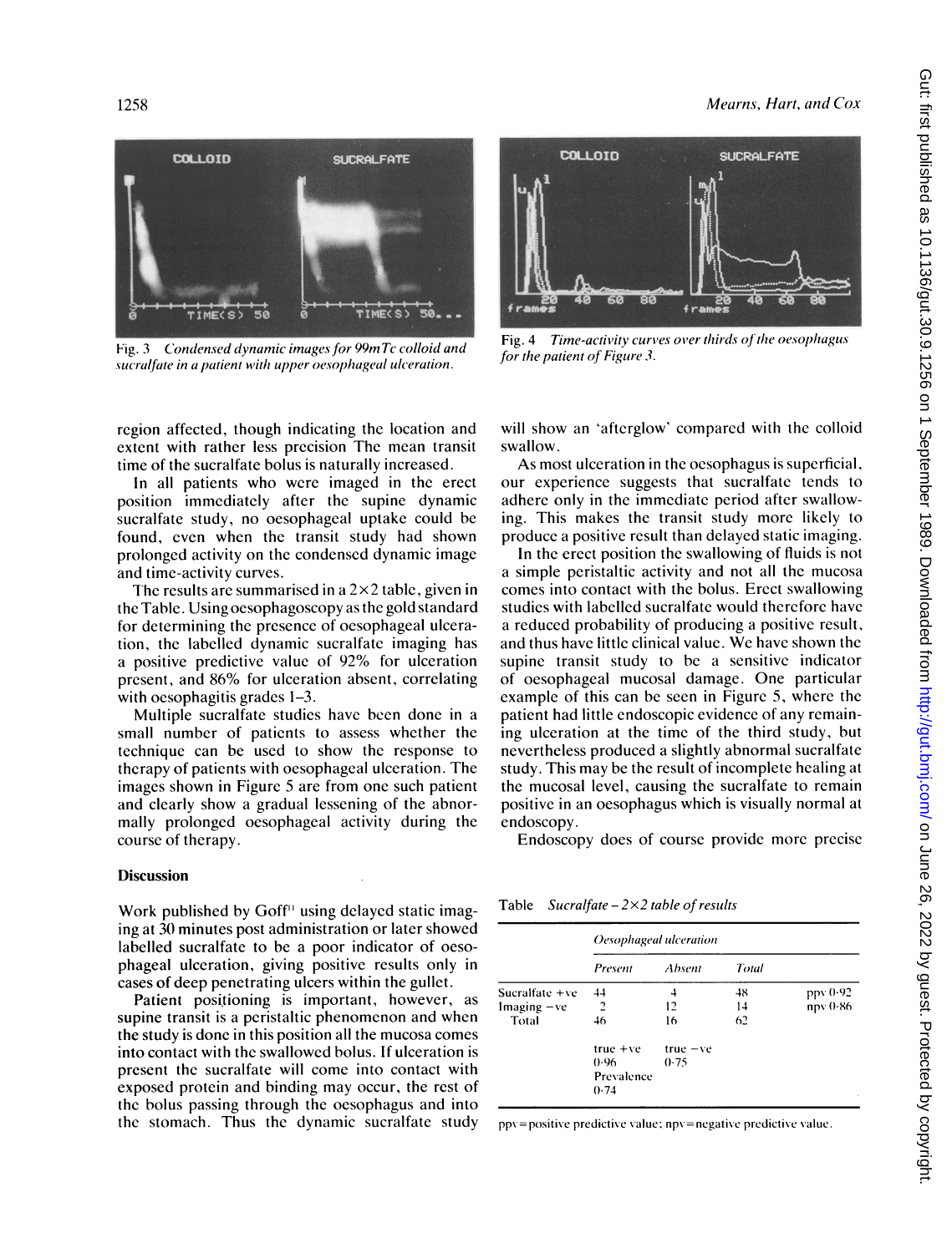Fig. 3 *Condensed dynamic images for 99mTc colloid and sucralfate in a patient with upper oesophageal ulceration.*

Fig. 4 *Time-activity curves over thirds of the oesophagus for the patient of Figure 3.*

region affected, though indicating the location and extent with rather less precision The mean transit time of the sucralfate bolus is naturally increased.

In all patients who were imaged in the erect position immediately after the supine dynamic sucralfate study, no oesophageal uptake could be found, even when the transit study had shown prolonged activity on the condensed dynamic image and time-activity curves.

The results are summarised in a 2×2 table, given in the Table. Using oesophagoscopy as the gold standard for determining the presence of oesophageal ulceration, the labelled dynamic sucralfate imaging has a positive predictive value of 92% for ulceration present, and 86% for ulceration absent, correlating with oesophagitis grades 1–3.

Multiple sucralfate studies have been done in a small number of patients to assess whether the technique can be used to show the response to therapy of patients with oesophageal ulceration. The images shown in Figure 5 are from one such patient and clearly show a gradual lessening of the abnormally prolonged oesophageal activity during the course of therapy.

## Discussion

Work published by Goff[11] using delayed static imaging at 30 minutes post administration or later showed labelled sucralfate to be a poor indicator of oesophageal ulceration, giving positive results only in cases of deep penetrating ulcers within the gullet.

Patient positioning is important, however, as supine transit is a peristaltic phenomenon and when the study is done in this position all the mucosa comes into contact with the swallowed bolus. If ulceration is present the sucralfate will come into contact with exposed protein and binding may occur, the rest of the bolus passing through the oesophagus and into the stomach. Thus the dynamic sucralfate study will show an 'afterglow' compared with the colloid swallow.

As most ulceration in the oesophagus is superficial, our experience suggests that sucralfate tends to adhere only in the immediate period after swallowing. This makes the transit study more likely to produce a positive result than delayed static imaging.

In the erect position the swallowing of fluids is not a simple peristaltic activity and not all the mucosa comes into contact with the bolus. Erect swallowing studies with labelled sucralfate would therefore have a reduced probability of producing a positive result, and thus have little clinical value. We have shown the supine transit study to be a sensitive indicator of oesophageal mucosal damage. One particular example of this can be seen in Figure 5, where the patient had little endoscopic evidence of any remaining ulceration at the time of the third study, but nevertheless produced a slightly abnormal sucralfate study. This may be the result of incomplete healing at the mucosal level, causing the sucralfate to remain positive in an oesophagus which is visually normal at endoscopy.

Endoscopy does of course provide more precise

Table *Sucralfate – 2×2 table of results*

| | *Oesophageal ulceration* | | | |
|---|---|---|---|---|
| | *Present* | *Absent* | *Total* | |
| Sucralfate +ve | 44 | 4 | 48 | ppv 0·92 |
| Imaging −ve | 2 | 12 | 14 | npv 0·86 |
| Total | 46 | 16 | 62 | |
| | true +ve 0·96 | true −ve 0·75 | | |
| | Prevalence 0·74 | | | |

ppv=positive predictive value; npv=negative predictive value.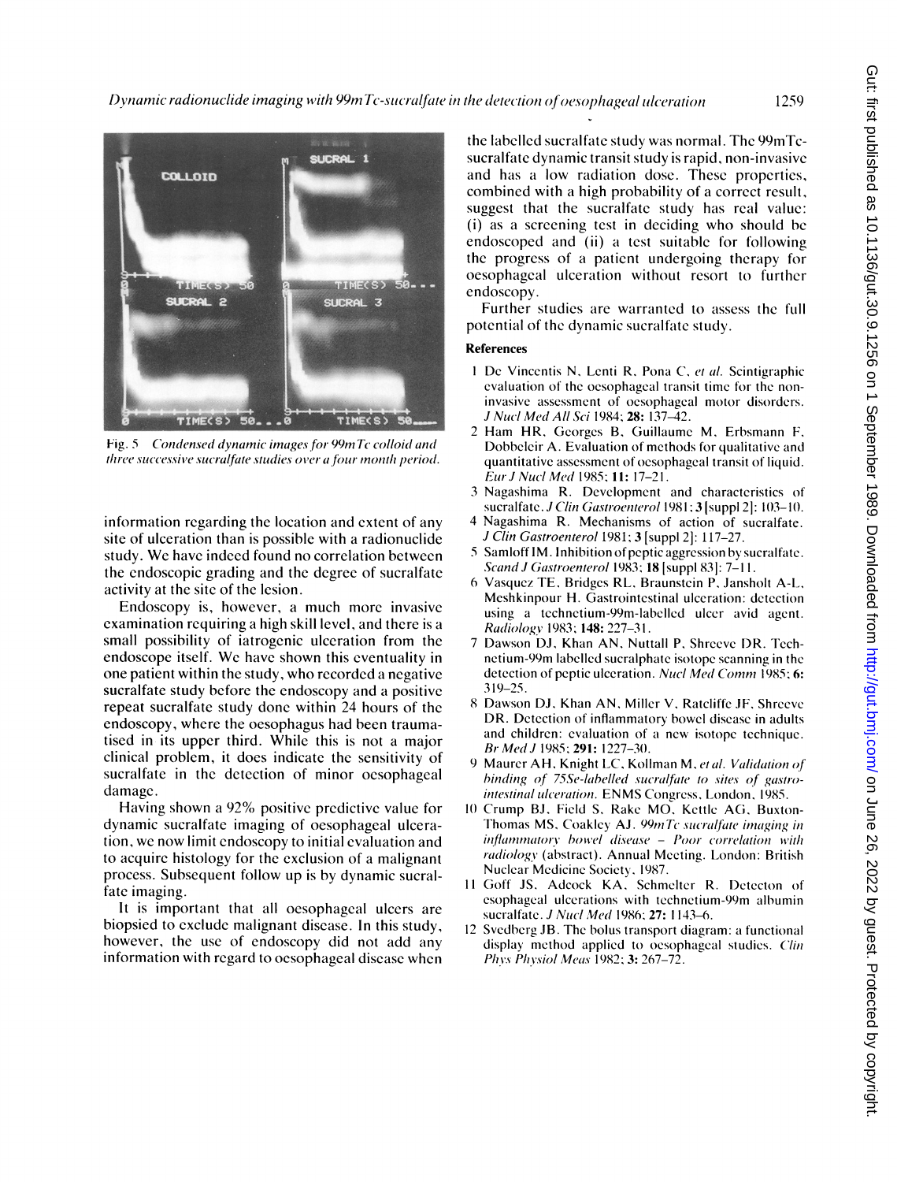COLLOID

SUCRAL 1

SUCRAL 2

SUCRAL 3

TIME(S) 50

Fig. 5 *Condensed dynamic images for 99mTc colloid and three successive sucralfate studies over a four month period.*

information regarding the location and extent of any site of ulceration than is possible with a radionuclide study. We have indeed found no correlation between the endoscopic grading and the degree of sucralfate activity at the site of the lesion.

Endoscopy is, however, a much more invasive examination requiring a high skill level, and there is a small possibility of iatrogenic ulceration from the endoscope itself. We have shown this eventuality in one patient within the study, who recorded a negative sucralfate study before the endoscopy and a positive repeat sucralfate study done within 24 hours of the endoscopy, where the oesophagus had been traumatised in its upper third. While this is not a major clinical problem, it does indicate the sensitivity of sucralfate in the detection of minor oesophageal damage.

Having shown a 92% positive predictive value for dynamic sucralfate imaging of oesophageal ulceration, we now limit endoscopy to initial evaluation and to acquire histology for the exclusion of a malignant process. Subsequent follow up is by dynamic sucralfate imaging.

It is important that all oesophageal ulcers are biopsied to exclude malignant disease. In this study, however, the use of endoscopy did not add any information with regard to oesophageal disease when the labelled sucralfate study was normal. The 99mTc-sucralfate dynamic transit study is rapid, non-invasive and has a low radiation dose. These properties, combined with a high probability of a correct result, suggest that the sucralfate study has real value: (i) as a screening test in deciding who should be endoscoped and (ii) a test suitable for following the progress of a patient undergoing therapy for oesophageal ulceration without resort to further endoscopy.

Further studies are warranted to assess the full potential of the dynamic sucralfate study.

## References

1. De Vincentis N, Lenti R, Pona C, *et al.* Scintigraphic evaluation of the oesophageal transit time for the non-invasive assessment of oesophageal motor disorders. *J Nucl Med All Sci* 1984; **28:** 137–42.
2. Ham HR, Georges B, Guillaume M, Erbsmann F, Dobbeleir A. Evaluation of methods for qualitative and quantitative assessment of oesophageal transit of liquid. *Eur J Nucl Med* 1985; **11:** 17–21.
3. Nagashima R. Development and characteristics of sucralfate. *J Clin Gastroenterol* 1981; **3** [suppl 2]: 103–10.
4. Nagashima R. Mechanisms of action of sucralfate. *J Clin Gastroenterol* 1981; **3** [suppl 2]: 117–27.
5. Samloff IM. Inhibition of peptic aggression by sucralfate. *Scand J Gastroenterol* 1983; **18** [suppl 83]: 7–11.
6. Vasquez TE, Bridges RL, Braunstein P, Jansholt A-L, Meshkinpour H. Gastrointestinal ulceration: detection using a technetium-99m-labelled ulcer avid agent. *Radiology* 1983; **148:** 227–31.
7. Dawson DJ, Khan AN, Nuttall P, Shreeve DR. Technetium-99m labelled sucralphate isotope scanning in the detection of peptic ulceration. *Nucl Med Comm* 1985; **6:** 319–25.
8. Dawson DJ, Khan AN, Miller V, Ratcliffe JF, Shreeve DR. Detection of inflammatory bowel disease in adults and children: evaluation of a new isotope technique. *Br Med J* 1985; **291:** 1227–30.
9. Maurer AH, Knight LC, Kollman M, *et al. Validation of binding of 75Se-labelled sucralfate to sites of gastrointestinal ulceration.* ENMS Congress, London, 1985.
10. Crump BJ, Field S, Rake MO, Kettle AG, Buxton-Thomas MS, Coakley AJ. *99mTc sucralfate imaging in inflammatory bowel disease – Poor correlation with radiology* (abstract). Annual Meeting. London: British Nuclear Medicine Society, 1987.
11. Goff JS, Adcock KA, Schmelter R. Detecton of esophageal ulcerations with technetium-99m albumin sucralfate. *J Nucl Med* 1986; **27:** 1143–6.
12. Svedberg JB. The bolus transport diagram: a functional display method applied to oesophageal studies. *Clin Phys Physiol Meas* 1982; **3:** 267–72.